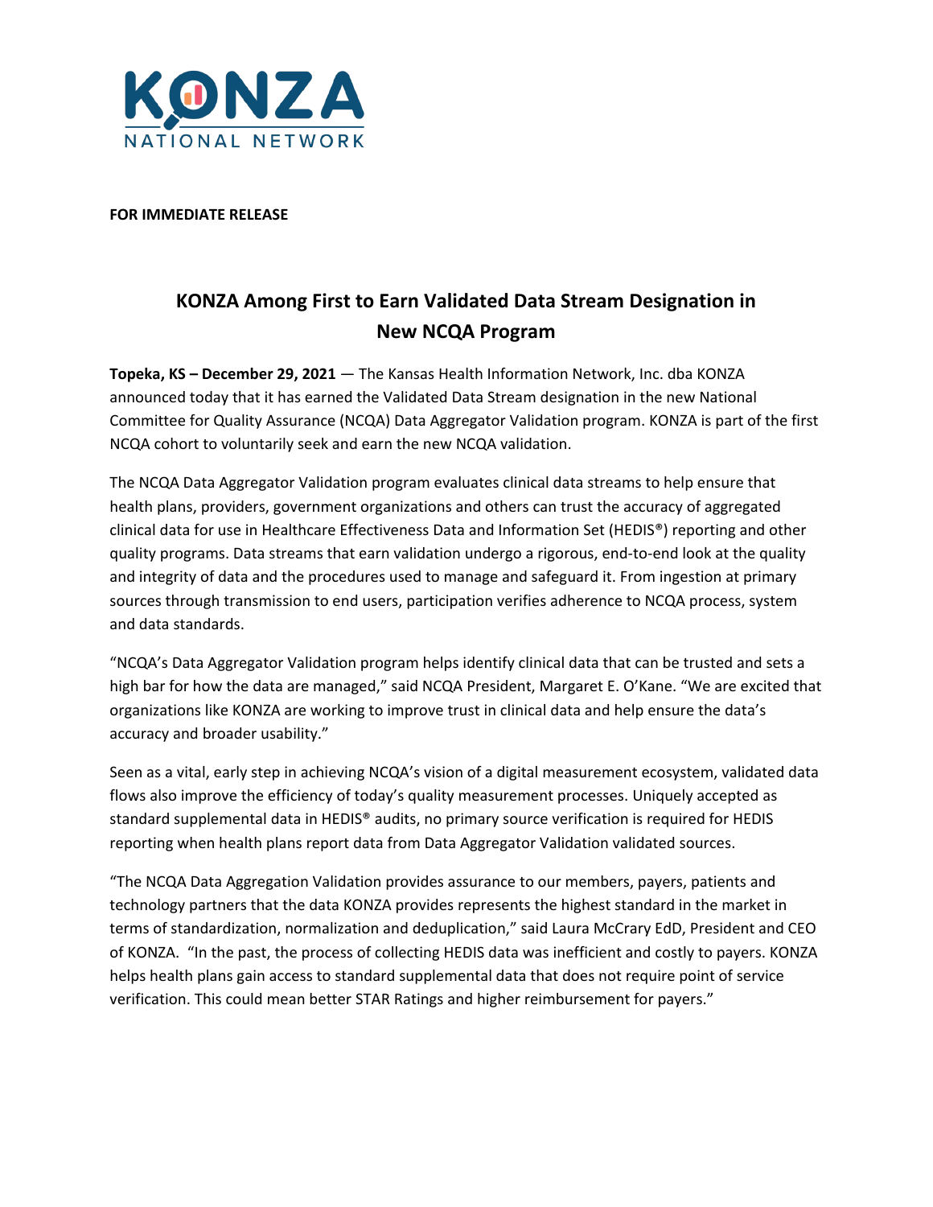KONZA NATIONAL NETWORK

**FOR IMMEDIATE RELEASE**

# KONZA Among First to Earn Validated Data Stream Designation in New NCQA Program

**Topeka, KS – December 29, 2021** — The Kansas Health Information Network, Inc. dba KONZA announced today that it has earned the Validated Data Stream designation in the new National Committee for Quality Assurance (NCQA) Data Aggregator Validation program. KONZA is part of the first NCQA cohort to voluntarily seek and earn the new NCQA validation.

The NCQA Data Aggregator Validation program evaluates clinical data streams to help ensure that health plans, providers, government organizations and others can trust the accuracy of aggregated clinical data for use in Healthcare Effectiveness Data and Information Set (HEDIS®) reporting and other quality programs. Data streams that earn validation undergo a rigorous, end-to-end look at the quality and integrity of data and the procedures used to manage and safeguard it. From ingestion at primary sources through transmission to end users, participation verifies adherence to NCQA process, system and data standards.

"NCQA's Data Aggregator Validation program helps identify clinical data that can be trusted and sets a high bar for how the data are managed," said NCQA President, Margaret E. O'Kane. "We are excited that organizations like KONZA are working to improve trust in clinical data and help ensure the data's accuracy and broader usability."

Seen as a vital, early step in achieving NCQA's vision of a digital measurement ecosystem, validated data flows also improve the efficiency of today's quality measurement processes. Uniquely accepted as standard supplemental data in HEDIS® audits, no primary source verification is required for HEDIS reporting when health plans report data from Data Aggregator Validation validated sources.

"The NCQA Data Aggregation Validation provides assurance to our members, payers, patients and technology partners that the data KONZA provides represents the highest standard in the market in terms of standardization, normalization and deduplication," said Laura McCrary EdD, President and CEO of KONZA. "In the past, the process of collecting HEDIS data was inefficient and costly to payers. KONZA helps health plans gain access to standard supplemental data that does not require point of service verification. This could mean better STAR Ratings and higher reimbursement for payers."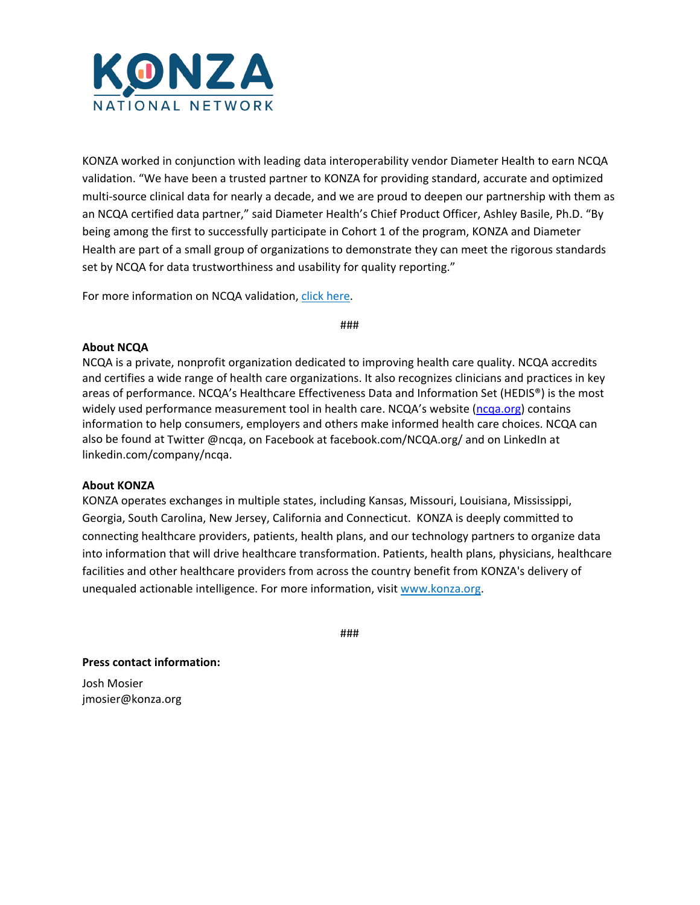KONZA worked in conjunction with leading data interoperability vendor Diameter Health to earn NCQA validation. “We have been a trusted partner to KONZA for providing standard, accurate and optimized multi-source clinical data for nearly a decade, and we are proud to deepen our partnership with them as an NCQA certified data partner,” said Diameter Health’s Chief Product Officer, Ashley Basile, Ph.D. “By being among the first to successfully participate in Cohort 1 of the program, KONZA and Diameter Health are part of a small group of organizations to demonstrate they can meet the rigorous standards set by NCQA for data trustworthiness and usability for quality reporting.”

For more information on NCQA validation, click here.

###

**About NCQA**

NCQA is a private, nonprofit organization dedicated to improving health care quality. NCQA accredits and certifies a wide range of health care organizations. It also recognizes clinicians and practices in key areas of performance. NCQA’s Healthcare Effectiveness Data and Information Set (HEDIS®) is the most widely used performance measurement tool in health care. NCQA’s website (ncqa.org) contains information to help consumers, employers and others make informed health care choices. NCQA can also be found at Twitter @ncqa, on Facebook at facebook.com/NCQA.org/ and on LinkedIn at linkedin.com/company/ncqa.

**About KONZA**

KONZA operates exchanges in multiple states, including Kansas, Missouri, Louisiana, Mississippi, Georgia, South Carolina, New Jersey, California and Connecticut. KONZA is deeply committed to connecting healthcare providers, patients, health plans, and our technology partners to organize data into information that will drive healthcare transformation. Patients, health plans, physicians, healthcare facilities and other healthcare providers from across the country benefit from KONZA's delivery of unequaled actionable intelligence. For more information, visit www.konza.org.

###

**Press contact information:**

Josh Mosier
jmosier@konza.org